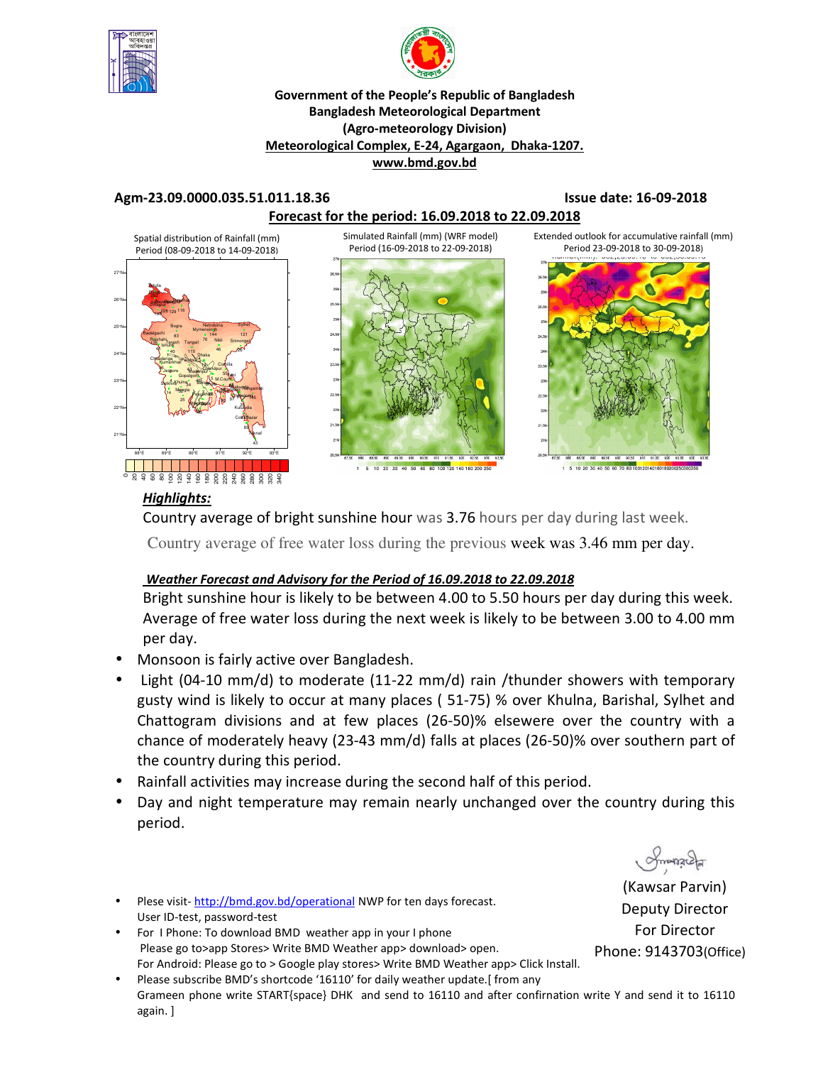**Government of the People's Republic of Bangladesh**
**Bangladesh Meteorological Department**
**(Agro-meteorology Division)**
**Meteorological Complex, E-24, Agargaon, Dhaka-1207.**
**www.bmd.gov.bd**

**Agm-23.09.0000.035.51.011.18.36** **Issue date: 16-09-2018**

**Forecast for the period: 16.09.2018 to 22.09.2018**

Spatial distribution of Rainfall (mm) Period (08-09-2018 to 14-09-2018)

Simulated Rainfall (mm) (WRF model) Period (16-09-2018 to 22-09-2018)

Extended outlook for accumulative rainfall (mm) Period 23-09-2018 to 30-09-2018)

***Highlights:***

Country average of bright sunshine hour was 3.76 hours per day during last week.

Country average of free water loss during the previous week was 3.46 mm per day.

***Weather Forecast and Advisory for the Period of 16.09.2018 to 22.09.2018***

Bright sunshine hour is likely to be between 4.00 to 5.50 hours per day during this week. Average of free water loss during the next week is likely to be between 3.00 to 4.00 mm per day.

- Monsoon is fairly active over Bangladesh.
- Light (04-10 mm/d) to moderate (11-22 mm/d) rain /thunder showers with temporary gusty wind is likely to occur at many places ( 51-75) % over Khulna, Barishal, Sylhet and Chattogram divisions and at few places (26-50)% elsewere over the country with a chance of moderately heavy (23-43 mm/d) falls at places (26-50)% over southern part of the country during this period.
- Rainfall activities may increase during the second half of this period.
- Day and night temperature may remain nearly unchanged over the country during this period.

(Kawsar Parvin)
Deputy Director
For Director
Phone: 9143703(Office)

- Plese visit- http://bmd.gov.bd/operational NWP for ten days forecast. User ID-test, password-test
- For I Phone: To download BMD weather app in your I phone Please go to>app Stores> Write BMD Weather app> download> open. For Android: Please go to > Google play stores> Write BMD Weather app> Click Install.
- Please subscribe BMD's shortcode '16110' for daily weather update.[ from any Grameen phone write START{space} DHK and send to 16110 and after confirnation write Y and send it to 16110 again. ]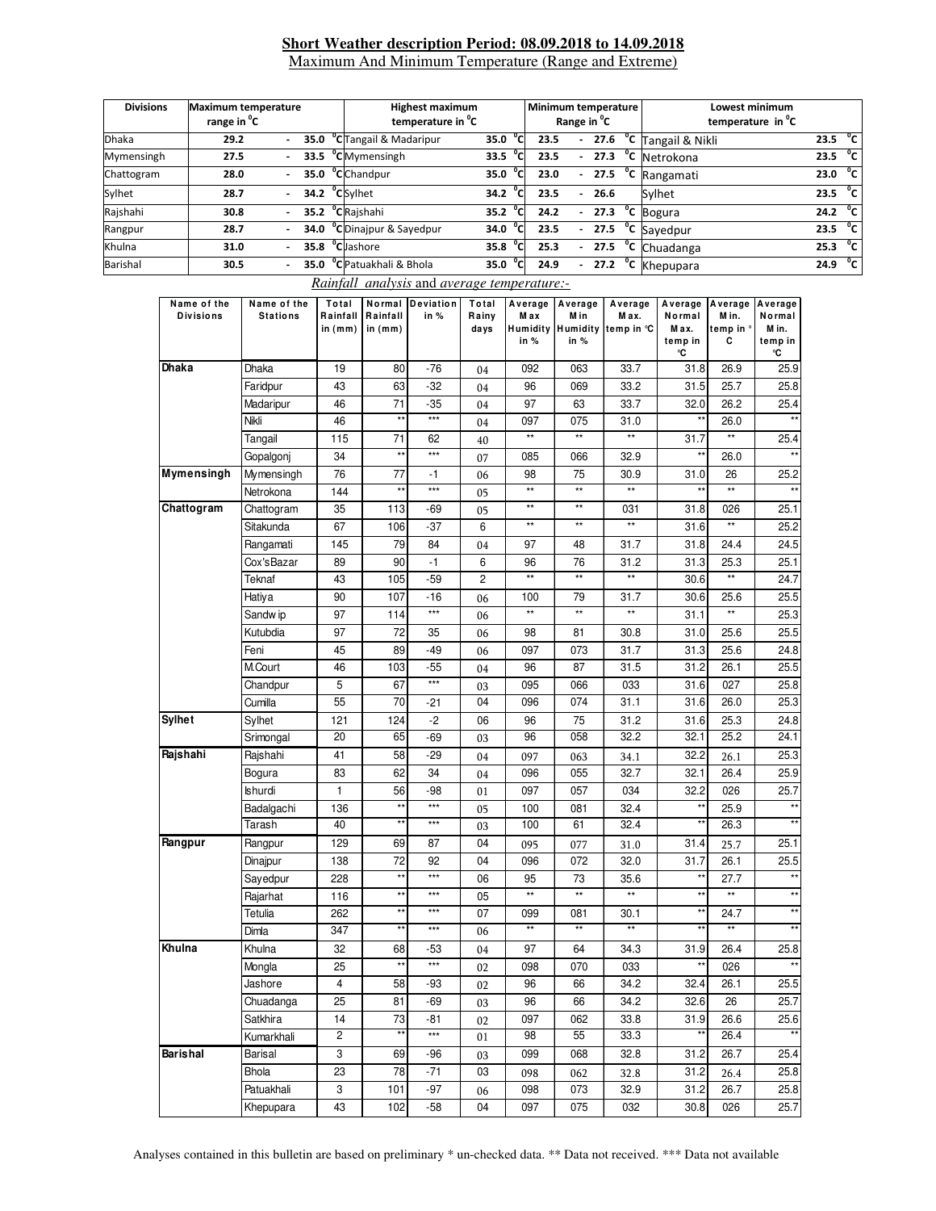**Short Weather description Period: 08.09.2018 to 14.09.2018**

Maximum And Minimum Temperature (Range and Extreme)

| Divisions | Maximum temperature range in °C | | | Highest maximum temperature in °C | | Minimum temperature Range in °C | | | Lowest minimum temperature in °C | |
|---|---|---|---|---|---|---|---|---|---|---|
| Dhaka | 29.2 | - | 35.0 °C | Tangail & Madaripur | 35.0 °C | 23.5 | - | 27.6 °C | Tangail & Nikli | 23.5 °C |
| Mymensingh | 27.5 | - | 33.5 °C | Mymensingh | 33.5 °C | 23.5 | - | 27.3 °C | Netrokona | 23.5 °C |
| Chattogram | 28.0 | - | 35.0 °C | Chandpur | 35.0 °C | 23.0 | - | 27.5 °C | Rangamati | 23.0 °C |
| Sylhet | 28.7 | - | 34.2 °C | Sylhet | 34.2 °C | 23.5 | - | 26.6 | Sylhet | 23.5 °C |
| Rajshahi | 30.8 | - | 35.2 °C | Rajshahi | 35.2 °C | 24.2 | - | 27.3 °C | Bogura | 24.2 °C |
| Rangpur | 28.7 | - | 34.0 °C | Dinajpur & Sayedpur | 34.0 °C | 23.5 | - | 27.5 °C | Sayedpur | 23.5 °C |
| Khulna | 31.0 | - | 35.8 °C | Jashore | 35.8 °C | 25.3 | - | 27.5 °C | Chuadanga | 25.3 °C |
| Barishal | 30.5 | - | 35.0 °C | Patuakhali & Bhola | 35.0 °C | 24.9 | - | 27.2 °C | Khepupara | 24.9 °C |

*Rainfall analysis* and *average temperature:-*

| Name of the Divisions | Name of the Stations | Total Rainfall in (mm) | Normal Rainfall in (mm) | Deviation in % | Total Rainy days | Average Max Humidity in % | Average Min Humidity in % | Average Max. temp in °C | Average Normal Max. temp in °C | Average Min. temp in °C | Average Normal Min. temp in °C |
|---|---|---|---|---|---|---|---|---|---|---|---|
| **Dhaka** | Dhaka | 19 | 80 | -76 | 04 | 092 | 063 | 33.7 | 31.8 | 26.9 | 25.9 |
| | Faridpur | 43 | 63 | -32 | 04 | 96 | 069 | 33.2 | 31.5 | 25.7 | 25.8 |
| | Madaripur | 46 | 71 | -35 | 04 | 97 | 63 | 33.7 | 32.0 | 26.2 | 25.4 |
| | Nikli | 46 | ** | *** | 04 | 097 | 075 | 31.0 | ** | 26.0 | ** |
| | Tangail | 115 | 71 | 62 | 40 | ** | ** | ** | 31.7 | ** | 25.4 |
| | Gopalgonj | 34 | ** | *** | 07 | 085 | 066 | 32.9 | ** | 26.0 | ** |
| **Mymensingh** | Mymensingh | 76 | 77 | -1 | 06 | 98 | 75 | 30.9 | 31.0 | 26 | 25.2 |
| | Netrokona | 144 | ** | *** | 05 | ** | ** | ** | ** | ** | ** |
| **Chattogram** | Chattogram | 35 | 113 | -69 | 05 | ** | ** | 031 | 31.8 | 026 | 25.1 |
| | Sitakunda | 67 | 106 | -37 | 6 | ** | ** | ** | 31.6 | ** | 25.2 |
| | Rangamati | 145 | 79 | 84 | 04 | 97 | 48 | 31.7 | 31.8 | 24.4 | 24.5 |
| | Cox'sBazar | 89 | 90 | -1 | 6 | 96 | 76 | 31.2 | 31.3 | 25.3 | 25.1 |
| | Teknaf | 43 | 105 | -59 | 2 | ** | ** | ** | 30.6 | ** | 24.7 |
| | Hatiya | 90 | 107 | -16 | 06 | 100 | 79 | 31.7 | 30.6 | 25.6 | 25.5 |
| | Sandwip | 97 | 114 | *** | 06 | ** | ** | ** | 31.1 | ** | 25.3 |
| | Kutubdia | 97 | 72 | 35 | 06 | 98 | 81 | 30.8 | 31.0 | 25.6 | 25.5 |
| | Feni | 45 | 89 | -49 | 06 | 097 | 073 | 31.7 | 31.3 | 25.6 | 24.8 |
| | M.Court | 46 | 103 | -55 | 04 | 96 | 87 | 31.5 | 31.2 | 26.1 | 25.5 |
| | Chandpur | 5 | 67 | *** | 03 | 095 | 066 | 033 | 31.6 | 027 | 25.8 |
| | Cumilla | 55 | 70 | -21 | 04 | 096 | 074 | 31.1 | 31.6 | 26.0 | 25.3 |
| **Sylhet** | Sylhet | 121 | 124 | -2 | 06 | 96 | 75 | 31.2 | 31.6 | 25.3 | 24.8 |
| | Srimongal | 20 | 65 | -69 | 03 | 96 | 058 | 32.2 | 32.1 | 25.2 | 24.1 |
| **Rajshahi** | Rajshahi | 41 | 58 | -29 | 04 | 097 | 063 | 34.1 | 32.2 | 26.1 | 25.3 |
| | Bogura | 83 | 62 | 34 | 04 | 096 | 055 | 32.7 | 32.1 | 26.4 | 25.9 |
| | Ishurdi | 1 | 56 | -98 | 01 | 097 | 057 | 034 | 32.2 | 026 | 25.7 |
| | Badalgachi | 136 | ** | *** | 05 | 100 | 081 | 32.4 | ** | 25.9 | ** |
| | Tarash | 40 | ** | *** | 03 | 100 | 61 | 32.4 | ** | 26.3 | ** |
| **Rangpur** | Rangpur | 129 | 69 | 87 | 04 | 095 | 077 | 31.0 | 31.4 | 25.7 | 25.1 |
| | Dinajpur | 138 | 72 | 92 | 04 | 096 | 072 | 32.0 | 31.7 | 26.1 | 25.5 |
| | Sayedpur | 228 | ** | *** | 06 | 95 | 73 | 35.6 | ** | 27.7 | ** |
| | Rajarhat | 116 | ** | *** | 05 | ** | ** | ** | ** | ** | ** |
| | Tetulia | 262 | ** | *** | 07 | 099 | 081 | 30.1 | ** | 24.7 | ** |
| | Dimla | 347 | ** | *** | 06 | ** | ** | ** | ** | ** | ** |
| **Khulna** | Khulna | 32 | 68 | -53 | 04 | 97 | 64 | 34.3 | 31.9 | 26.4 | 25.8 |
| | Mongla | 25 | ** | *** | 02 | 098 | 070 | 033 | ** | 026 | ** |
| | Jashore | 4 | 58 | -93 | 02 | 96 | 66 | 34.2 | 32.4 | 26.1 | 25.5 |
| | Chuadanga | 25 | 81 | -69 | 03 | 96 | 66 | 34.2 | 32.6 | 26 | 25.7 |
| | Satkhira | 14 | 73 | -81 | 02 | 097 | 062 | 33.8 | 31.9 | 26.6 | 25.6 |
| | Kumarkhali | 2 | ** | *** | 01 | 98 | 55 | 33.3 | ** | 26.4 | ** |
| **Barishal** | Barisal | 3 | 69 | -96 | 03 | 099 | 068 | 32.8 | 31.2 | 26.7 | 25.4 |
| | Bhola | 23 | 78 | -71 | 03 | 098 | 062 | 32.8 | 31.2 | 26.4 | 25.8 |
| | Patuakhali | 3 | 101 | -97 | 06 | 098 | 073 | 32.9 | 31.2 | 26.7 | 25.8 |
| | Khepupara | 43 | 102 | -58 | 04 | 097 | 075 | 032 | 30.8 | 026 | 25.7 |

Analyses contained in this bulletin are based on preliminary * un-checked data. ** Data not received. *** Data not available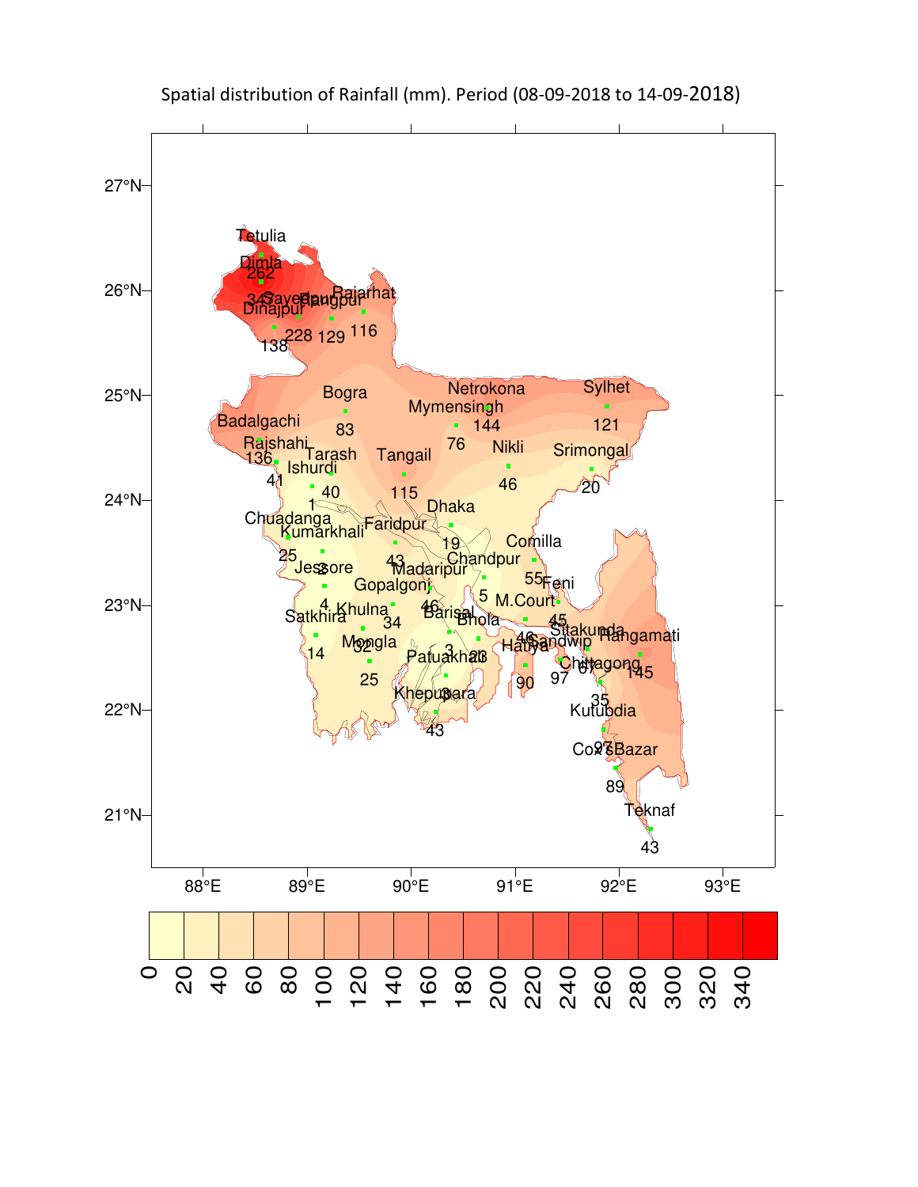Spatial distribution of Rainfall (mm). Period (08-09-2018 to 14-09-2018)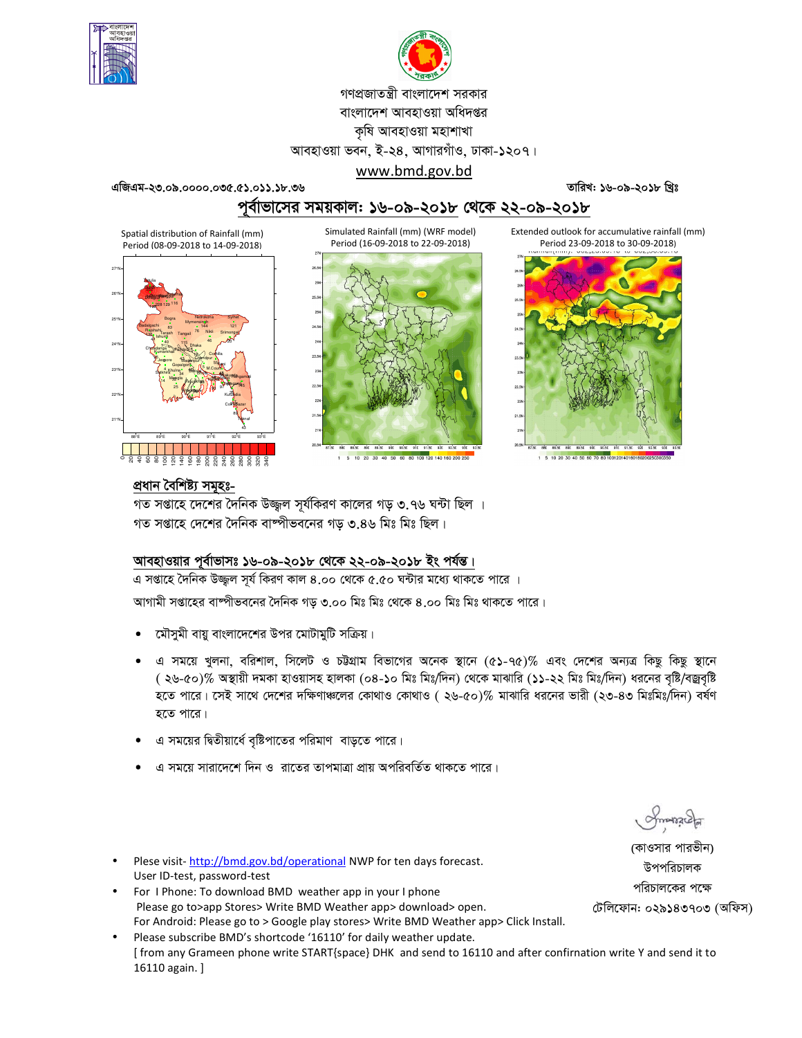গণপ্রজাতন্ত্রী বাংলাদেশ সরকার
বাংলাদেশ আবহাওয়া অধিদপ্তর
কৃষি আবহাওয়া মহাশাখা
আবহাওয়া ভবন, ই-২৪, আগারগাঁও, ঢাকা-১২০৭।
www.bmd.gov.bd

এজিএম-২৩.০৯.০০০০.০৩৫.৫১.০১১.১৮.৩৬ তারিখ: ১৬-০৯-২০১৮ খ্রিঃ

## পূর্বাভাসের সময়কাল: ১৬-০৯-২০১৮ থেকে ২২-০৯-২০১৮

Spatial distribution of Rainfall (mm) Period (08-09-2018 to 14-09-2018)

Simulated Rainfall (mm) (WRF model) Period (16-09-2018 to 22-09-2018)

Extended outlook for accumulative rainfall (mm) Period 23-09-2018 to 30-09-2018)

### প্রধান বৈশিষ্ট্য সমূহঃ-

গত সপ্তাহে দেশের দৈনিক উজ্জ্বল সূর্যকিরণ কালের গড় ৩.৭৬ ঘন্টা ছিল ।
গত সপ্তাহে দেশের দৈনিক বাষ্পীভবনের গড় ৩.৪৬ মিঃ মিঃ ছিল।

### আবহাওয়ার পূর্বাভাসঃ ১৬-০৯-২০১৮ থেকে ২২-০৯-২০১৮ ইং পর্যন্ত।

এ সপ্তাহে দৈনিক উজ্জ্বল সূর্য কিরণ কাল ৪.০০ থেকে ৫.৫০ ঘন্টার মধ্যে থাকতে পারে ।
আগামী সপ্তাহের বাষ্পীভবনের দৈনিক গড় ৩.০০ মিঃ মিঃ থেকে ৪.০০ মিঃ মিঃ থাকতে পারে।

- মৌসুমী বায়ু বাংলাদেশের উপর মোটামুটি সক্রিয়।
- এ সময়ে খুলনা, বরিশাল, সিলেট ও চট্টগ্রাম বিভাগের অনেক স্থানে (৫১-৭৫)% এবং দেশের অন্যত্র কিছু কিছু স্থানে ( ২৬-৫০)% অস্থায়ী দমকা হাওয়াসহ হালকা (০৪-১০ মিঃ মিঃ/দিন) থেকে মাঝারি (১১-২২ মিঃ মিঃ/দিন) ধরনের বৃষ্টি/বজ্রবৃষ্টি হতে পারে। সেই সাথে দেশের দক্ষিণাঞ্চলের কোথাও কোথাও ( ২৬-৫০)% মাঝারি ধরনের ভারী (২৩-৪৩ মিঃমিঃ/দিন) বর্ষণ হতে পারে।
- এ সময়ের দ্বিতীয়ার্ধে বৃষ্টিপাতের পরিমাণ বাড়তে পারে।
- এ সময়ে সারাদেশে দিন ও রাতের তাপমাত্রা প্রায় অপরিবর্তিত থাকতে পারে।

(কাওসার পারভীন)
উপপরিচালক
পরিচালকের পক্ষে
টেলিফোন: ০২৯১৪৩৭০৩ (অফিস)

- Plese visit- http://bmd.gov.bd/operational NWP for ten days forecast. User ID-test, password-test
- For I Phone: To download BMD weather app in your I phone Please go to>app Stores> Write BMD Weather app> download> open. For Android: Please go to > Google play stores> Write BMD Weather app> Click Install.
- Please subscribe BMD's shortcode '16110' for daily weather update. [ from any Grameen phone write START{space} DHK and send to 16110 and after confirnation write Y and send it to 16110 again. ]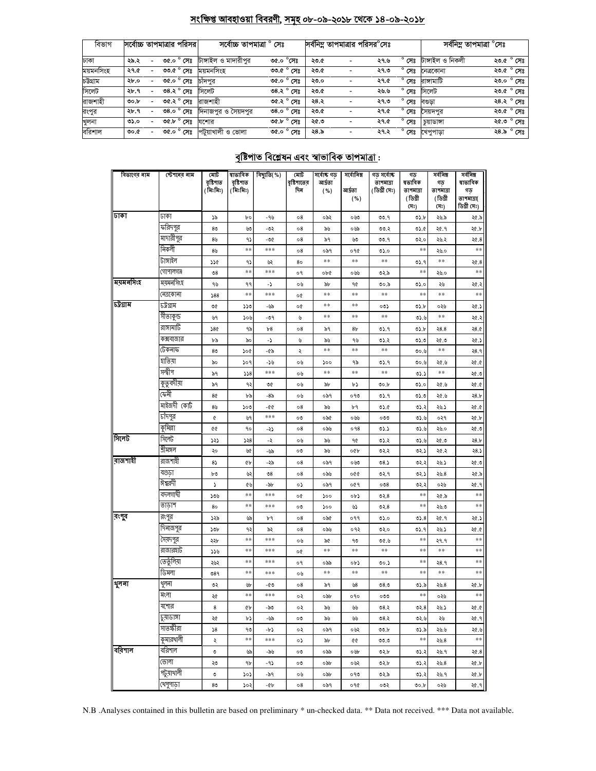## সংক্ষিপ্ত আবহাওয়া বিবরণী, সমূহ ০৮-০৯-২০১৮ থেকে ১৪-০৯-২০১৮

| বিভাগ | সর্বোচ্চ তাপমাত্রার পরিসর | | | সর্বোচ্চ তাপমাত্রা ° সেঃ | | সর্বনিম্ন তাপমাত্রার পরিসর°সেঃ | | | সর্বনিম্ন তাপমাত্রা °সেঃ | |
|---|---|---|---|---|---|---|---|---|---|---|
| ঢাকা | ২৯.২ | - | ৩৫.০ ° সেঃ | টাঙ্গাইল ও মাদারীপুর | ৩৫.০ °সেঃ | ২৩.৫ | - | ২৭.৬ ° সেঃ | টাঙ্গাইল ও নিকলী | ২৩.৫ ° সেঃ |
| ময়মনসিংহ | ২৭.৫ | - | ৩৩.৫ ° সেঃ | ময়মনসিংহ | ৩৩.৫ ° সেঃ | ২৩.৫ | - | ২৭.৩ ° সেঃ | নেত্রকোনা | ২৩.৫ ° সেঃ |
| চট্টগ্রাম | ২৮.০ | - | ৩৫.০ ° সেঃ | চাঁদপুর | ৩৫.০ ° সেঃ | ২৩.০ | - | ২৭.৫ ° সেঃ | রাঙ্গামাটি | ২৩.০ ° সেঃ |
| সিলেট | ২৮.৭ | - | ৩৪.২ ° সেঃ | সিলেট | ৩৪.২ ° সেঃ | ২৩.৫ | - | ২৬.৬ ° সেঃ | সিলেট | ২৩.৫ ° সেঃ |
| রাজশাহী | ৩০.৮ | - | ৩৫.২ ° সেঃ | রাজশাহী | ৩৫.২ ° সেঃ | ২৪.২ | - | ২৭.৩ ° সেঃ | বগুড়া | ২৪.২ ° সেঃ |
| রংপুর | ২৮.৭ | - | ৩৪.০ ° সেঃ | দিনাজপুর ও সৈয়দপুর | ৩৪.০ ° সেঃ | ২৩.৫ | - | ২৭.৫ ° সেঃ | সৈয়দপুর | ২৩.৫ ° সেঃ |
| খুলনা | ৩১.০ | - | ৩৫.৮ ° সেঃ | যশোর | ৩৫.৮ ° সেঃ | ২৫.৩ | - | ২৭.৫ ° সেঃ | চুয়াডাঙ্গা | ২৫.৩ ° সেঃ |
| বরিশাল | ৩০.৫ | - | ৩৫.০ ° সেঃ | পটুয়াখালী ও ভোলা | ৩৫.০ ° সেঃ | ২৪.৯ | - | ২৭.২ ° সেঃ | খেপুপাড়া | ২৪.৯ ° সেঃ |

## বৃষ্টিপাত বিশ্লেষন এবং স্বাভাবিক তাপমাত্রা :

| বিভাগের নাম | স্টেশনের নাম | মোট বৃষ্টিপাত (মিঃমিঃ) | স্বাভাবিক বৃষ্টিপাত (মিঃমিঃ) | বিচ্যুতি(%) | মোট বৃষ্টিপাতের দিন | সর্বোচ্চ গড় আর্দ্রতা (%) | সর্বোনিম্ন আর্দ্রতা (%) | গড় সর্বোচ্চ তাপমাত্রা (ডিগ্রী সেঃ) | গড় স্বাভাবিক তাপমাত্রা (ডিগ্রী সেঃ) | সর্বনিম্ন গড় তাপমাত্রা (ডিগ্রী সেঃ) | সর্বনিম্ন স্বাভাবিক গড় তাপমাত্রা( ডিগ্রী সেঃ) |
|---|---|---|---|---|---|---|---|---|---|---|---|
| ঢাকা | ঢাকা | ১৯ | ৮০ | -৭৬ | ০৪ | ০৯২ | ০৬৩ | ৩৩.৭ | ৩১.৮ | ২৬.৯ | ২৫.৯ |
| | ফরিদপুর | ৪৩ | ৬৩ | -৩২ | ০৪ | ৯৬ | ০৬৯ | ৩৩.২ | ৩১.৫ | ২৫.৭ | ২৫.৮ |
| | মাদারীপুর | ৪৬ | ৭১ | -৩৫ | ০৪ | ৯৭ | ৬৩ | ৩৩.৭ | ৩২.০ | ২৬.২ | ২৫.৪ |
| | নিকলী | ৪৬ | ** | *** | ০৪ | ০৯৭ | ০৭৫ | ৩১.০ | ** | ২৬.০ | ** |
| | টাঙ্গাইল | ১১৫ | ৭১ | ৬২ | ৪০ | ** | ** | ** | ৩১.৭ | ** | ২৫.৪ |
| | গোপালগঞ্জ | ৩৪ | ** | *** | ০৭ | ০৮৫ | ০৬৬ | ৩২.৯ | ** | ২৬.০ | ** |
| ময়মনসিংহ | ময়মনসিংহ | ৭৬ | ৭৭ | -১ | ০৬ | ৯৮ | ৭৫ | ৩০.৯ | ৩১.০ | ২৬ | ২৫.২ |
| | নেত্রকোনা | ১৪৪ | ** | *** | ০৫ | ** | ** | ** | ** | ** | ** |
| চট্টগ্রাম | চট্টগ্রাম | ৩৫ | ১১৩ | -৬৯ | ০৫ | ** | ** | ০৩১ | ৩১.৮ | ০২৬ | ২৫.১ |
| | সীতাকুন্ড | ৬৭ | ১০৬ | -৩৭ | ৬ | ** | ** | ** | ৩১.৬ | ** | ২৫.২ |
| | রাঙ্গামাটি | ১৪৫ | ৭৯ | ৮৪ | ০৪ | ৯৭ | ৪৮ | ৩১.৭ | ৩১.৮ | ২৪.৪ | ২৪.৫ |
| | কক্সবাজার | ৮৯ | ৯০ | -১ | ৬ | ৯৬ | ৭৬ | ৩১.২ | ৩১.৩ | ২৫.৩ | ২৫.১ |
| | টেকনাফ | ৪৩ | ১০৫ | -৫৯ | ২ | ** | ** | ** | ৩০.৬ | ** | ২৪.৭ |
| | হাতিয়া | ৯০ | ১০৭ | -১৬ | ০৬ | ১০০ | ৭৯ | ৩১.৭ | ৩০.৬ | ২৫.৬ | ২৫.৫ |
| | সন্দ্বীপ | ৯৭ | ১১৪ | *** | ০৬ | ** | ** | ** | ৩১.১ | ** | ২৫.৩ |
| | কুতুবদীয়া | ৯৭ | ৭২ | ৩৫ | ০৬ | ৯৮ | ৮১ | ৩০.৮ | ৩১.০ | ২৫.৬ | ২৫.৫ |
| | ফেনী | ৪৫ | ৮৯ | -৪৯ | ০৬ | ০৯৭ | ০৭৩ | ৩১.৭ | ৩১.৩ | ২৫.৬ | ২৪.৮ |
| | মাইজদী কোর্ট | ৪৬ | ১০৩ | -৫৫ | ০৪ | ৯৬ | ৮৭ | ৩১.৫ | ৩১.২ | ২৬.১ | ২৫.৫ |
| | চাঁদপুর | ৫ | ৬৭ | *** | ০৩ | ০৯৫ | ০৬৬ | ০৩৩ | ৩১.৬ | ০২৭ | ২৫.৮ |
| | কুমিল্লা | ৫৫ | ৭০ | -২১ | ০৪ | ০৯৬ | ০৭৪ | ৩১.১ | ৩১.৬ | ২৬.০ | ২৫.৩ |
| সিলেট | সিলেট | ১২১ | ১২৪ | -২ | ০৬ | ৯৬ | ৭৫ | ৩১.২ | ৩১.৬ | ২৫.৩ | ২৪.৮ |
| | শ্রীমঙ্গল | ২০ | ৬৫ | -৬৯ | ০৩ | ৯৬ | ০৫৮ | ৩২.২ | ৩২.১ | ২৫.২ | ২৪.১ |
| রাজশাহী | রাজশাহী | ৪১ | ৫৮ | -২৯ | ০৪ | ০৯৭ | ০৬৩ | ৩৪.১ | ৩২.২ | ২৬.১ | ২৫.৩ |
| | বগুড়া | ৮৩ | ৬২ | ৩৪ | ০৪ | ০৯৬ | ০৫৫ | ৩২.৭ | ৩২.১ | ২৬.৪ | ২৫.৯ |
| | ঈশ্বরদী | ১ | ৫৬ | -৯৮ | ০১ | ০৯৭ | ০৫৭ | ০৩৪ | ৩২.২ | ০২৬ | ২৫.৭ |
| | বদলগাছী | ১০৬ | ** | *** | ০৫ | ১০০ | ০৮১ | ৩২.৪ | ** | ২৫.৯ | ** |
| | তাড়াশ | ৪০ | ** | *** | ০৩ | ১০০ | ৬১ | ৩২.৪ | ** | ২৬.৩ | ** |
| রংপুর | রংপুর | ১২৯ | ৬৯ | ৮৭ | ০৪ | ০৯৫ | ০৭৭ | ৩১.০ | ৩১.৪ | ২৫.৭ | ২৫.১ |
| | দিনাজপুর | ১৩৮ | ৭২ | ৯২ | ০৪ | ০৯৬ | ০৭২ | ৩২.০ | ৩১.৭ | ২৬.১ | ২৫.৫ |
| | সৈয়দপুর | ২২৮ | ** | *** | ০৬ | ৯৫ | ৭৩ | ৩৫.৬ | ** | ২৭.৭ | ** |
| | রাজারহাট | ১১৬ | ** | *** | ০৫ | ** | ** | ** | ** | ** | ** |
| | তেতুঁলিয়া | ২৬২ | ** | *** | ০৭ | ০৯৯ | ০৮১ | ৩০.১ | ** | ২৪.৭ | ** |
| | ডিমলা | ৩৪৭ | ** | *** | ০৬ | ** | ** | ** | ** | ** | ** |
| খুলনা | খুলনা | ৩২ | ৬৮ | -৫৩ | ০৪ | ৯৭ | ৬৪ | ৩৪.৩ | ৩১.৯ | ২৬.৪ | ২৫.৮ |
| | মংলা | ২৫ | ** | *** | ০২ | ০৯৮ | ০৭০ | ০৩৩ | ** | ০২৬ | ** |
| | যশোর | ৪ | ৫৮ | -৯৩ | ০২ | ৯৬ | ৬৬ | ৩৪.২ | ৩২.৪ | ২৬.১ | ২৫.৫ |
| | চুয়াডাঙ্গা | ২৫ | ৮১ | -৬৯ | ০৩ | ৯৬ | ৬৬ | ৩৪.২ | ৩২.৬ | ২৬ | ২৫.৭ |
| | সাতক্ষীরা | ১৪ | ৭৩ | -৮১ | ০২ | ০৯৭ | ০৬২ | ৩৩.৮ | ৩১.৯ | ২৬.৬ | ২৫.৬ |
| | কুমারখালী | ২ | ** | *** | ০১ | ৯৮ | ৫৫ | ৩৩.৩ | ** | ২৬.৪ | ** |
| বরিশাল | বরিশাল | ৩ | ৬৯ | -৯৬ | ০৩ | ০৯৯ | ০৬৮ | ৩২.৮ | ৩১.২ | ২৬.৭ | ২৫.৪ |
| | ভোলা | ২৩ | ৭৮ | -৭১ | ০৩ | ০৯৮ | ০৬২ | ৩২.৮ | ৩১.২ | ২৬.৪ | ২৫.৮ |
| | পটুয়াখালী | ৩ | ১০১ | -৯৭ | ০৬ | ০৯৮ | ০৭৩ | ৩২.৯ | ৩১.২ | ২৬.৭ | ২৫.৮ |
| | খেপুপাড়া | ৪৩ | ১০২ | -৫৮ | ০৪ | ০৯৭ | ০৭৫ | ০৩২ | ৩০.৮ | ০২৬ | ২৫.৭ |

N.B .Analyses contained in this bulletin are based on preliminary * un-checked data. ** Data not received. *** Data not available.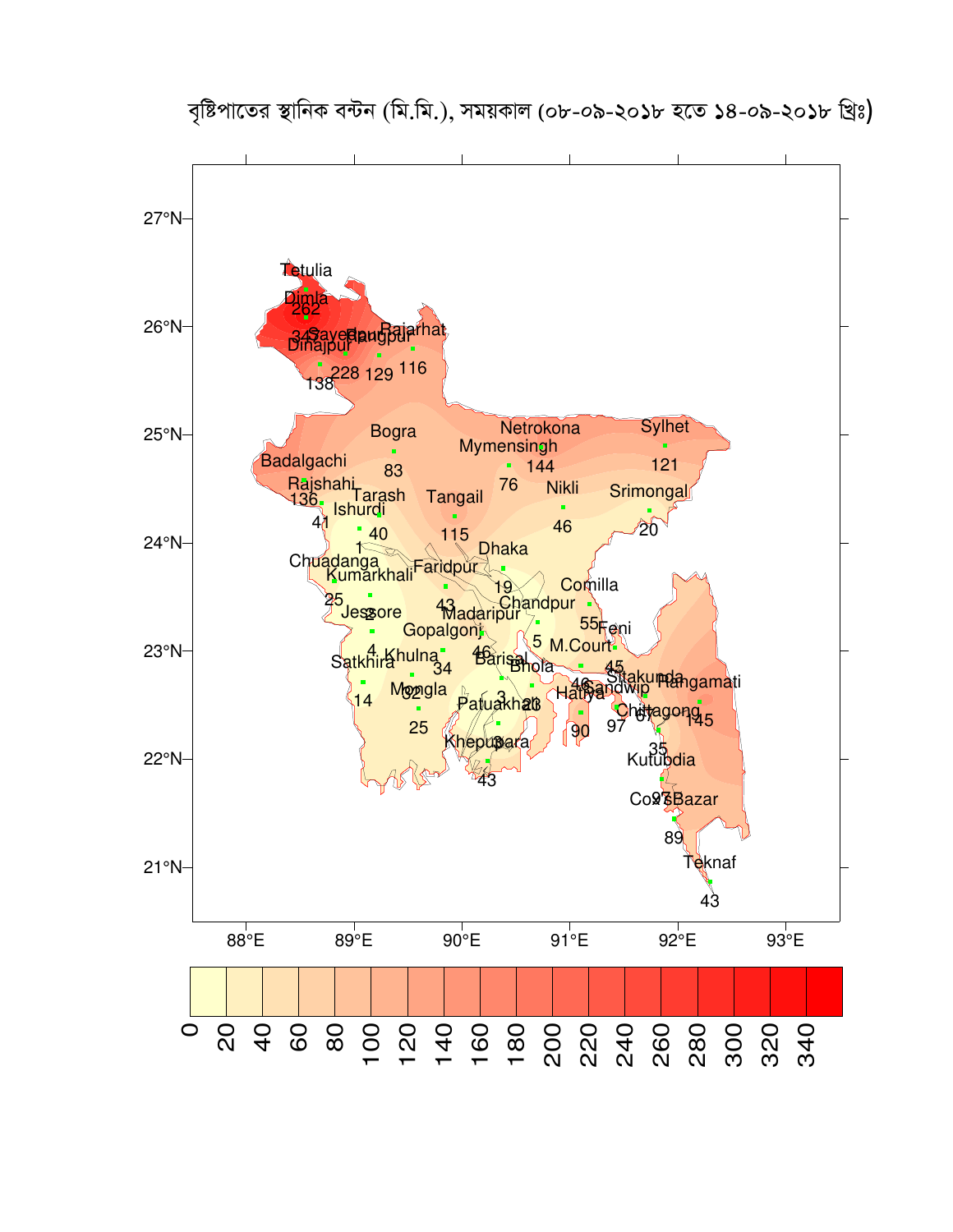বৃষ্টিপাতের স্থানিক বন্টন (মি.মি.), সময়কাল (০৮-০৯-২০১৮ হতে ১৪-০৯-২০১৮ খ্রিঃ)

27°N
26°N
25°N
24°N
23°N
22°N
21°N

88°E 89°E 90°E 91°E 92°E 93°E

Tetulia
Dimla
262
34
Sayedpur
Rangpur
Rajarhat
Dinajpur
138
228
129
116
Bogra
83
Netrokona
Mymensingh
144
76
Sylhet
121
Badalgachi
Rajshahi
136
Tarash
Ishurdi
41
40
1
Tangail
115
Nikli
46
Srimongal
20
Dhaka
19
Chuadanga
Kumarkhali
25
Faridpur
43
Comilla
Chandpur
55
Madaripur
Jessore
2
Gopalgonj
Feni
5
M.Court
4
Satkhira
Khulna
34
46
Barisal
Bhola
45
Sitakunda
Rangamati
14
Mongla
32
3
20
46
Sandwip
Hatiya
Patuakhali
97
Chittagong
67
145
25
90
Khepupara
35
Kutubdia
43
97
Cox'sBazar
89
Teknaf
43

0 20 40 60 80 100 120 140 160 180 200 220 240 260 280 300 320 340